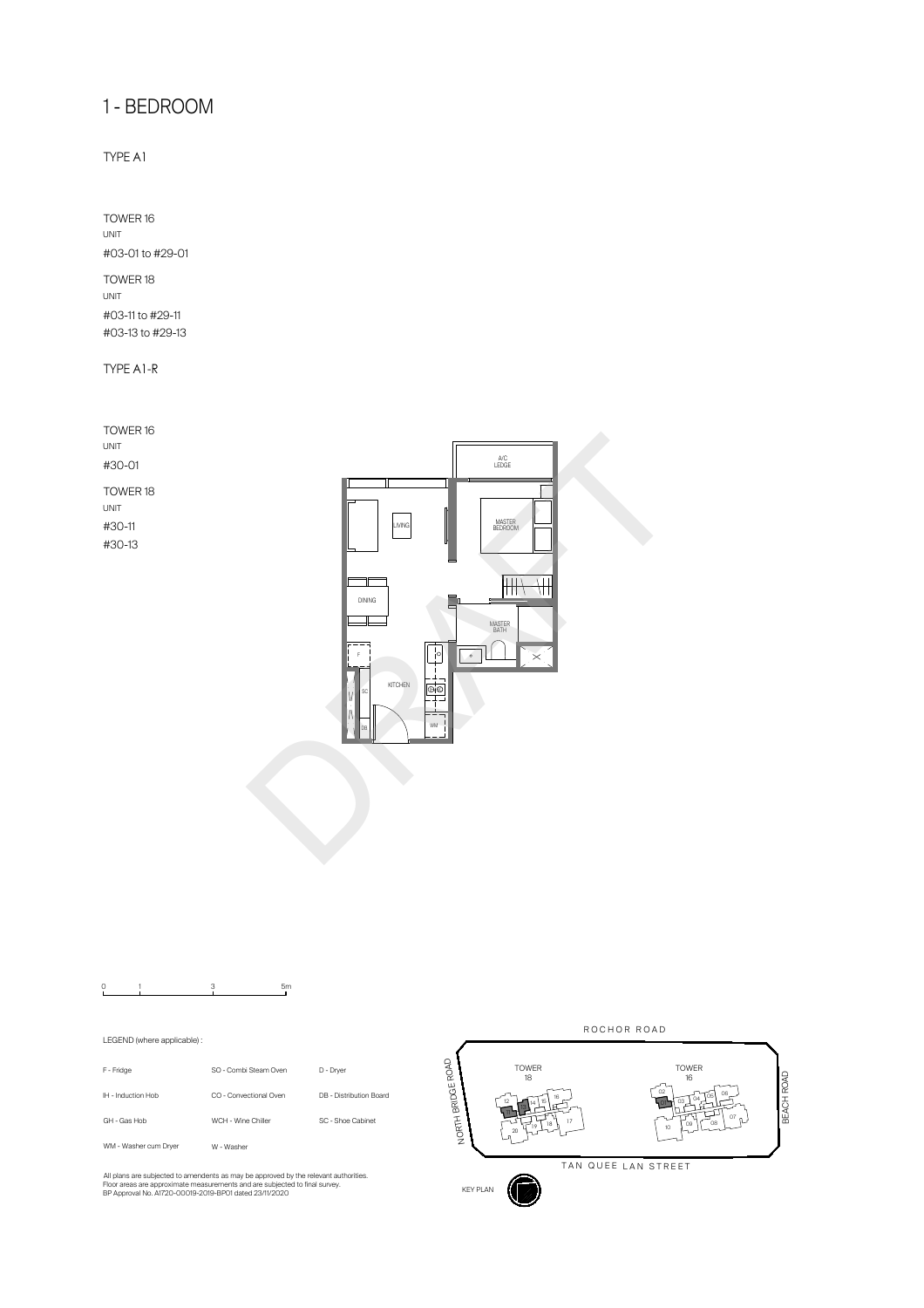# 1 - BEDROOM

TYPE A1

TOWER 16

UNIT

#03-01 to #29-01

TOWER 18

UNIT

#03-11 to #29-11

#03-13 to #29-13

TYPE A1-R

TOWER 16

UNIT

#30-01

TOWER 18

UNIT

#30-11

#30-13

LEGEND (where applicable) :

| | | |
|---|---|---|
| F - Fridge | SO - Combi Steam Oven | D - Dryer |
| IH - Induction Hob | CO - Convectional Oven | DB - Distribution Board |
| GH - Gas Hob | WCH - Wine Chiller | SC - Shoe Cabinet |
| WM - Washer cum Dryer | W - Washer | |

All plans are subjected to amendents as may be approved by the relevant authorities.
Floor areas are approximate measurements and are subjected to final survey.
BP Approval No. A1720-00019-2019-BP01 dated 23/11/2020

KEY PLAN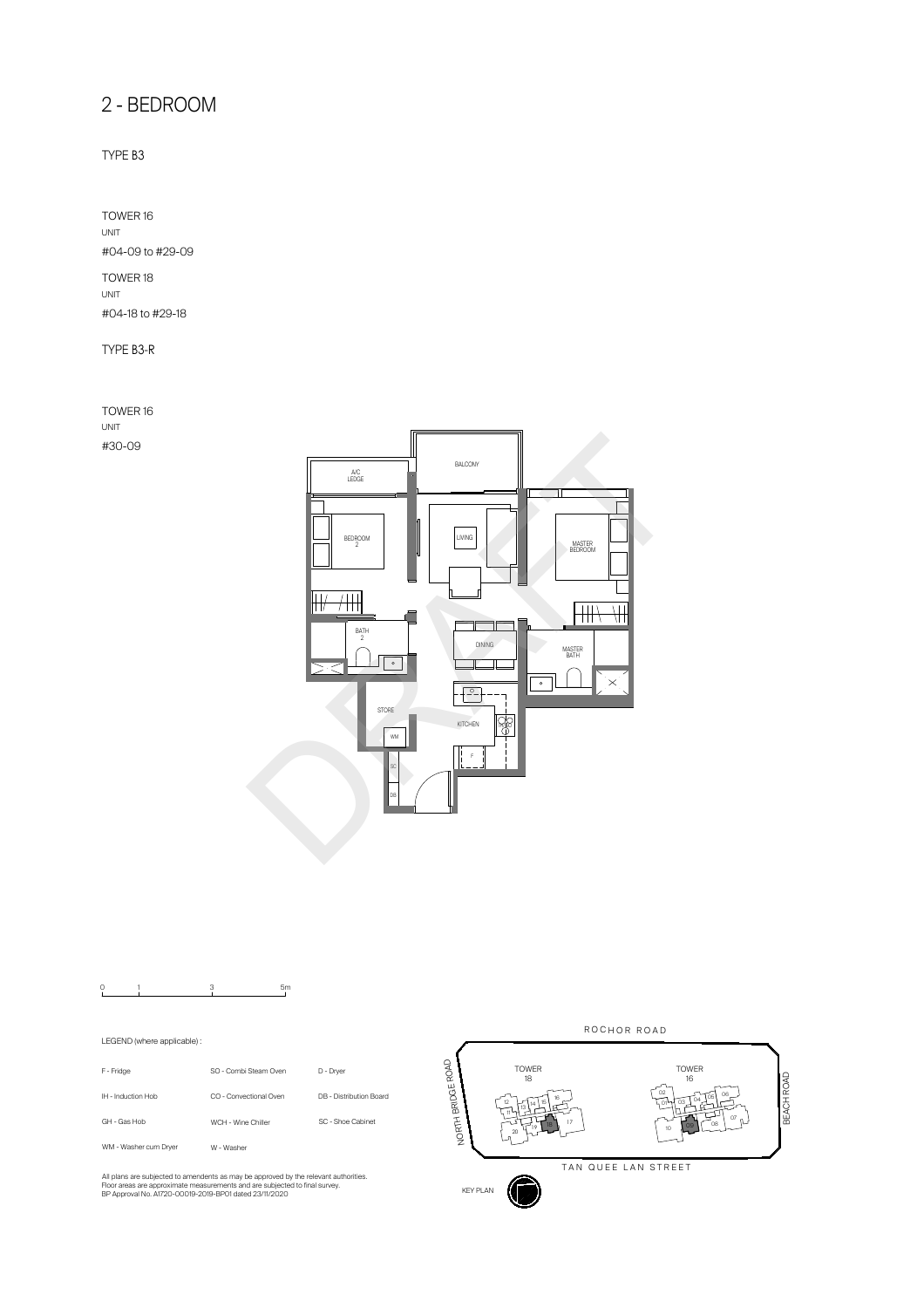# 2 - BEDROOM

TYPE B3

TOWER 16

UNIT

#04-09 to #29-09

TOWER 18

UNIT

#04-18 to #29-18

TYPE B3-R

TOWER 16

UNIT

#30-09

A/C LEDGE

BALCONY

BEDROOM 2

LIVING

MASTER BEDROOM

BATH 2

DINING

MASTER BATH

STORE

KITCHEN

WM

SC

DB

F

0 1 3 5m

LEGEND (where applicable) :

| | | |
|---|---|---|
| F - Fridge | SO - Combi Steam Oven | D - Dryer |
| IH - Induction Hob | CO - Convectional Oven | DB - Distribution Board |
| GH - Gas Hob | WCH - Wine Chiller | SC - Shoe Cabinet |
| WM - Washer cum Dryer | W - Washer | |

All plans are subjected to amendents as may be approved by the relevant authorities.
Floor areas are approximate measurements and are subjected to final survey.
BP Approval No. A1720-00019-2019-BP01 dated 23/11/2020

ROCHOR ROAD

NORTH BRIDGE ROAD

BEACH ROAD

TAN QUEE LAN STREET

TOWER 18

TOWER 16

KEY PLAN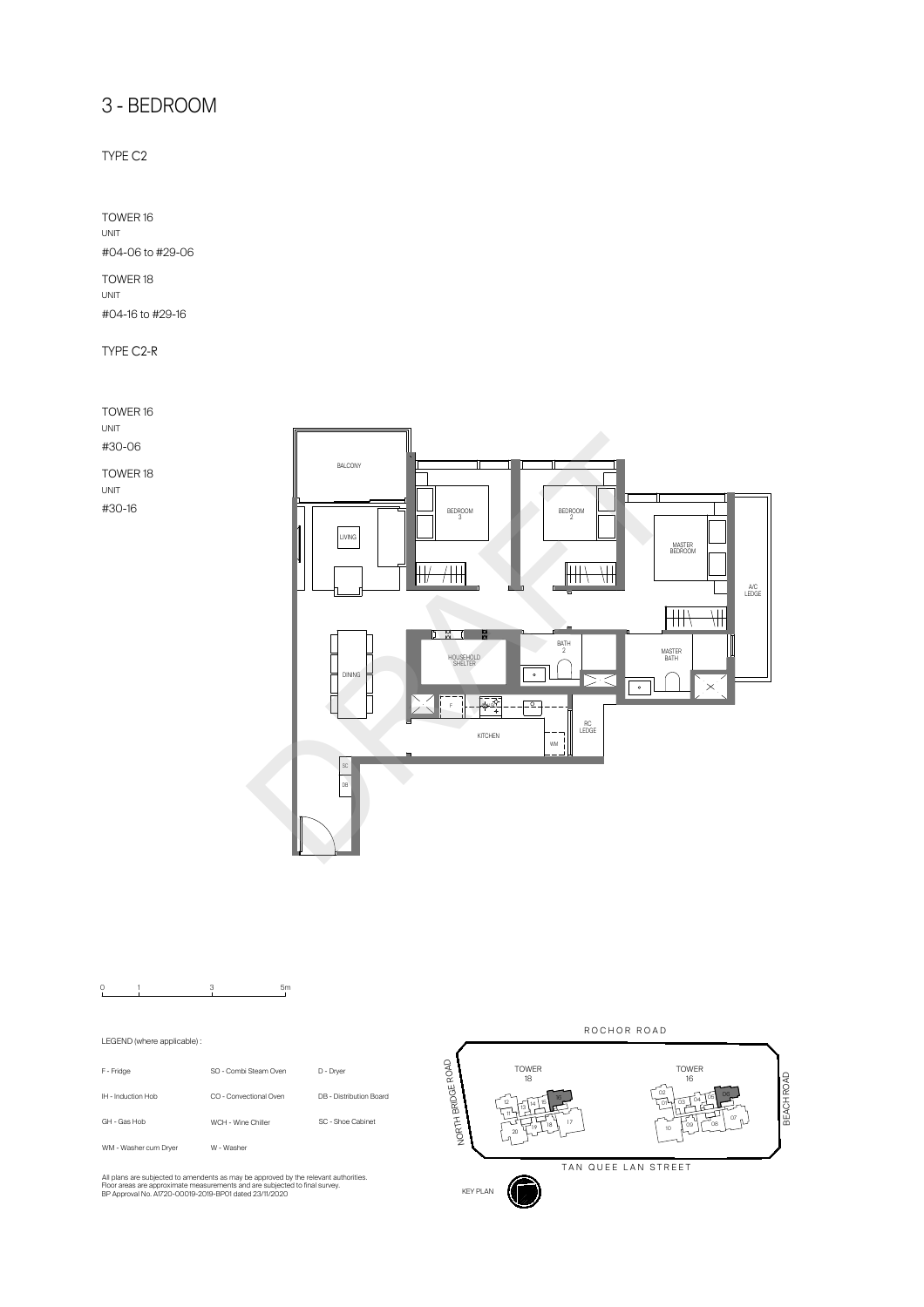# 3 - BEDROOM

TYPE C2

TOWER 16
UNIT
#04-06 to #29-06

TOWER 18
UNIT
#04-16 to #29-16

TYPE C2-R

TOWER 16
UNIT
#30-06

TOWER 18
UNIT
#30-16

BALCONY

LIVING

BEDROOM 3

BEDROOM 2

MASTER BEDROOM

A/C LEDGE

DINING

HOUSEHOLD SHELTER

BATH 2

MASTER BATH

KITCHEN

RC LEDGE

WM

F

SC

DB

DRAFT

0 1 3 5m

LEGEND (where applicable) :

| | | |
|---|---|---|
| F - Fridge | SO - Combi Steam Oven | D - Dryer |
| IH - Induction Hob | CO - Convectional Oven | DB - Distribution Board |
| GH - Gas Hob | WCH - Wine Chiller | SC - Shoe Cabinet |
| WM - Washer cum Dryer | W - Washer | |

All plans are subjected to amendents as may be approved by the relevant authorities.
Floor areas are approximate measurements and are subjected to final survey.
BP Approval No. A1720-00019-2019-BP01 dated 23/11/2020

ROCHOR ROAD

NORTH BRIDGE ROAD

BEACH ROAD

TAN QUEE LAN STREET

TOWER 18

TOWER 16

KEY PLAN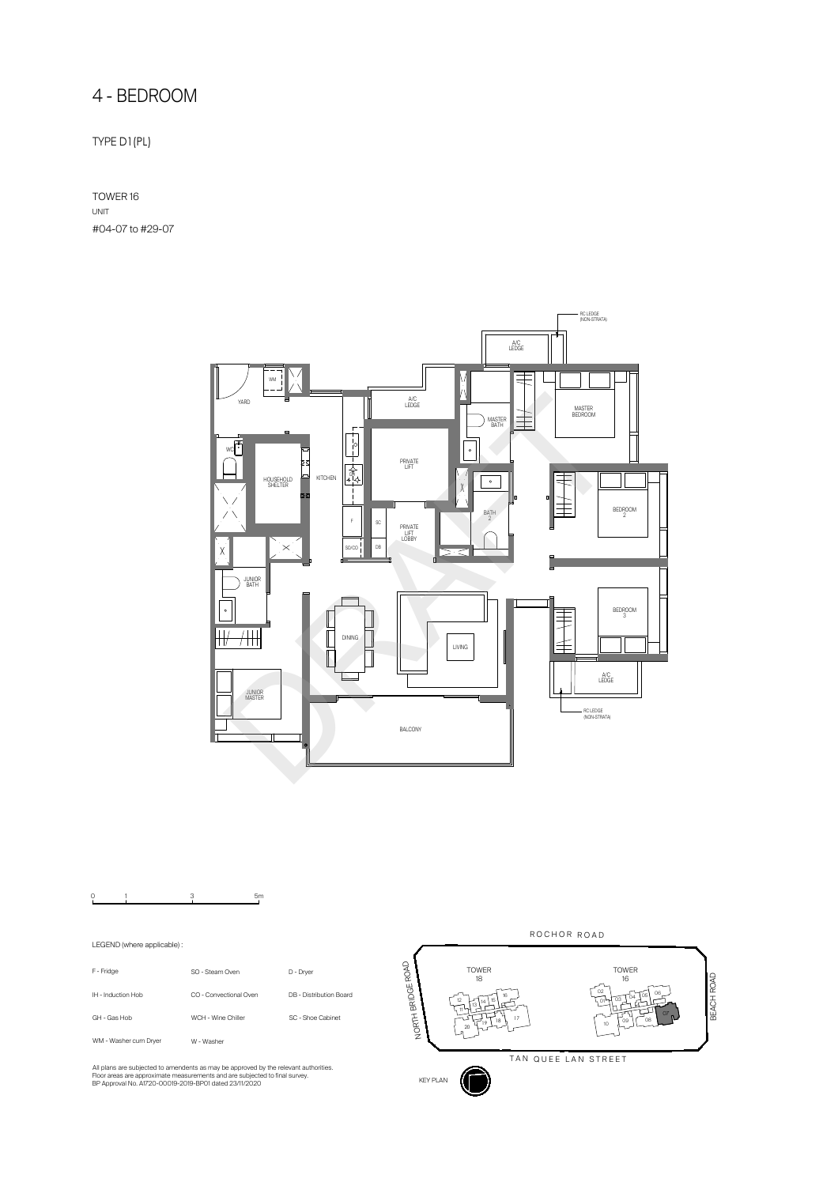# 4 - BEDROOM

TYPE D1 (PL)

TOWER 16

UNIT

#04-07 to #29-07

RC LEDGE (NON-STRATA)

A/C LEDGE

YARD

WM

A/C LEDGE

MASTER BATH

MASTER BEDROOM

WC

HOUSEHOLD SHELTER

KITCHEN

PRIVATE LIFT

BEDROOM 2

BATH 2

F

SC

PRIVATE LIFT LOBBY

SO/CO

DB

JUNIOR BATH

BEDROOM 3

DINING

LIVING

A/C LEDGE

RC LEDGE (NON-STRATA)

JUNIOR MASTER

BALCONY

DRAFT

0 1 3 5m

LEGEND (where applicable) :

| | | |
|---|---|---|
| F - Fridge | SO - Steam Oven | D - Dryer |
| IH - Induction Hob | CO - Convectional Oven | DB - Distribution Board |
| GH - Gas Hob | WCH - Wine Chiller | SC - Shoe Cabinet |
| WM - Washer cum Dryer | W - Washer | |

All plans are subjected to amendents as may be approved by the relevant authorities.
Floor areas are approximate measurements and are subjected to final survey.
BP Approval No. A1720-00019-2019-BP01 dated 23/11/2020

ROCHOR ROAD

NORTH BRIDGE ROAD

TOWER 18

TOWER 16

BEACH ROAD

TAN QUEE LAN STREET

KEY PLAN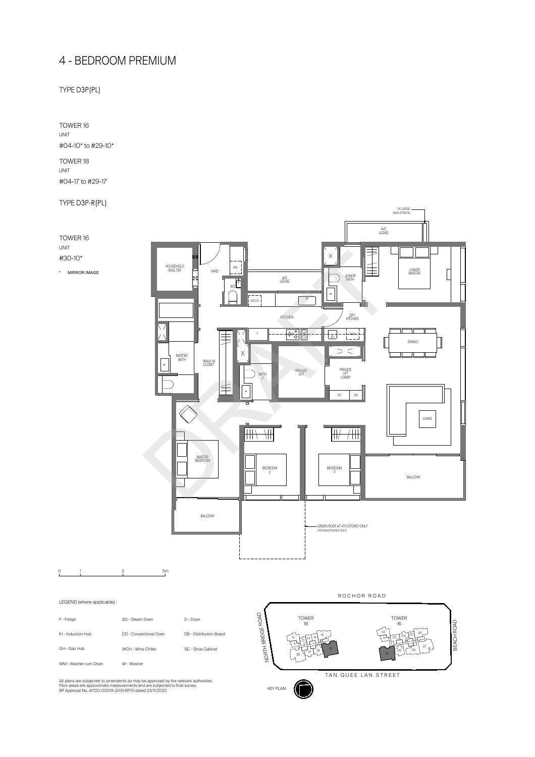# 4 - BEDROOM PREMIUM

TYPE D3P(PL)

TOWER 16
UNIT
#04-10* to #29-10*

TOWER 18
UNIT
#04-17 to #29-17

TYPE D3P-R(PL)

TOWER 16
UNIT
#30-10*

\* MIRROR IMAGE

RC LEDGE (NON-STRATA)

A/C LEDGE

HOUSEHOLD SHELTER

YARD

WM

WC

A/C LEDGE

SO/CO

KITCHEN

F

JUNIOR BATH

DRY KITCHEN

WCH

JUNIOR MASTER

DINING

MASTER BATH

WALK IN CLOSET

BATH 2

PRIVATE LIFT

PRIVATE LIFT LOBBY

SC

DB

LIVING

MASTER BEDROOM

BEDROOM 2

BEDROOM 3

BALCONY

BALCONY

GREEN ROOF AT 4TH STOREY ONLY (FOR MAINTENANCE ONLY)

DRAFT

0 1 3 5m

LEGEND (where applicable) :

| | | |
|---|---|---|
| F - Fridge | SO - Steam Oven | D - Dryer |
| IH - Induction Hob | CO - Convectional Oven | DB - Distribution Board |
| GH - Gas Hob | WCH - Wine Chiller | SC - Shoe Cabinet |
| WM - Washer cum Dryer | W - Washer | |

All plans are subjected to amendments as may be approved by the relevant authorities.
Floor areas are approximate measurements and are subjected to final survey.
BP Approval No. A1720-00019-2019-BP01 dated 23/11/2020

ROCHOR ROAD

NORTH BRIDGE ROAD

BEACH ROAD

TAN QUEE LAN STREET

TOWER 18

TOWER 16

KEY PLAN